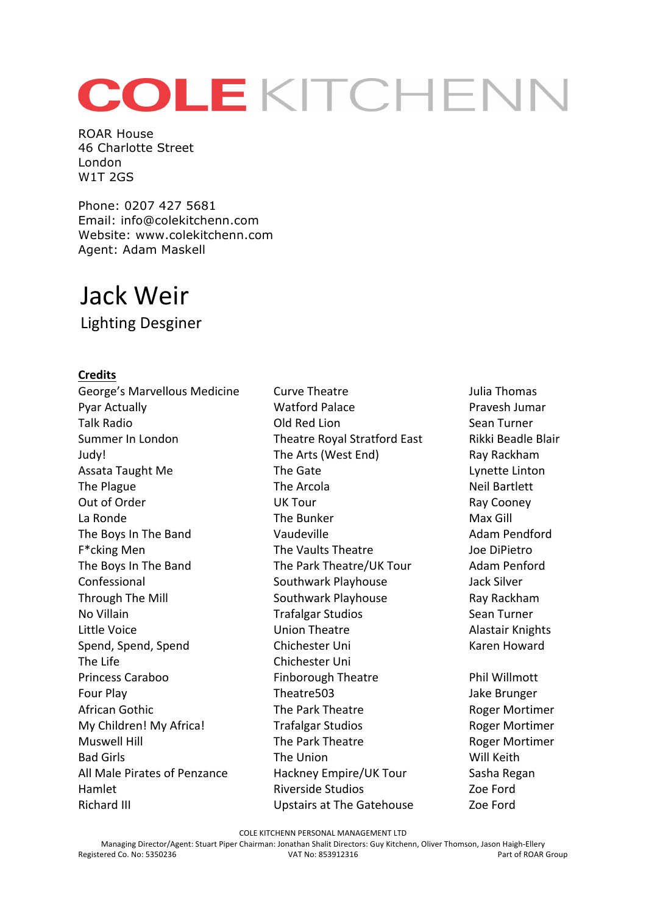# COLE KITCHENN

ROAR House
46 Charlotte Street
London
W1T 2GS

Phone: 0207 427 5681
Email: info@colekitchenn.com
Website: www.colekitchenn.com
Agent: Adam Maskell

# Jack Weir

## Lighting Desginer

**Credits**

| | | |
|---|---|---|
| George's Marvellous Medicine | Curve Theatre | Julia Thomas |
| Pyar Actually | Watford Palace | Pravesh Jumar |
| Talk Radio | Old Red Lion | Sean Turner |
| Summer In London | Theatre Royal Stratford East | Rikki Beadle Blair |
| Judy! | The Arts (West End) | Ray Rackham |
| Assata Taught Me | The Gate | Lynette Linton |
| The Plague | The Arcola | Neil Bartlett |
| Out of Order | UK Tour | Ray Cooney |
| La Ronde | The Bunker | Max Gill |
| The Boys In The Band | Vaudeville | Adam Pendford |
| F*cking Men | The Vaults Theatre | Joe DiPietro |
| The Boys In The Band | The Park Theatre/UK Tour | Adam Penford |
| Confessional | Southwark Playhouse | Jack Silver |
| Through The Mill | Southwark Playhouse | Ray Rackham |
| No Villain | Trafalgar Studios | Sean Turner |
| Little Voice | Union Theatre | Alastair Knights |
| Spend, Spend, Spend | Chichester Uni | Karen Howard |
| The Life | Chichester Uni | |
| Princess Caraboo | Finborough Theatre | Phil Willmott |
| Four Play | Theatre503 | Jake Brunger |
| African Gothic | The Park Theatre | Roger Mortimer |
| My Children! My Africa! | Trafalgar Studios | Roger Mortimer |
| Muswell Hill | The Park Theatre | Roger Mortimer |
| Bad Girls | The Union | Will Keith |
| All Male Pirates of Penzance | Hackney Empire/UK Tour | Sasha Regan |
| Hamlet | Riverside Studios | Zoe Ford |
| Richard III | Upstairs at The Gatehouse | Zoe Ford |

COLE KITCHENN PERSONAL MANAGEMENT LTD
Managing Director/Agent: Stuart Piper Chairman: Jonathan Shalit Directors: Guy Kitchenn, Oliver Thomson, Jason Haigh-Ellery
Registered Co. No: 5350236 VAT No: 853912316 Part of ROAR Group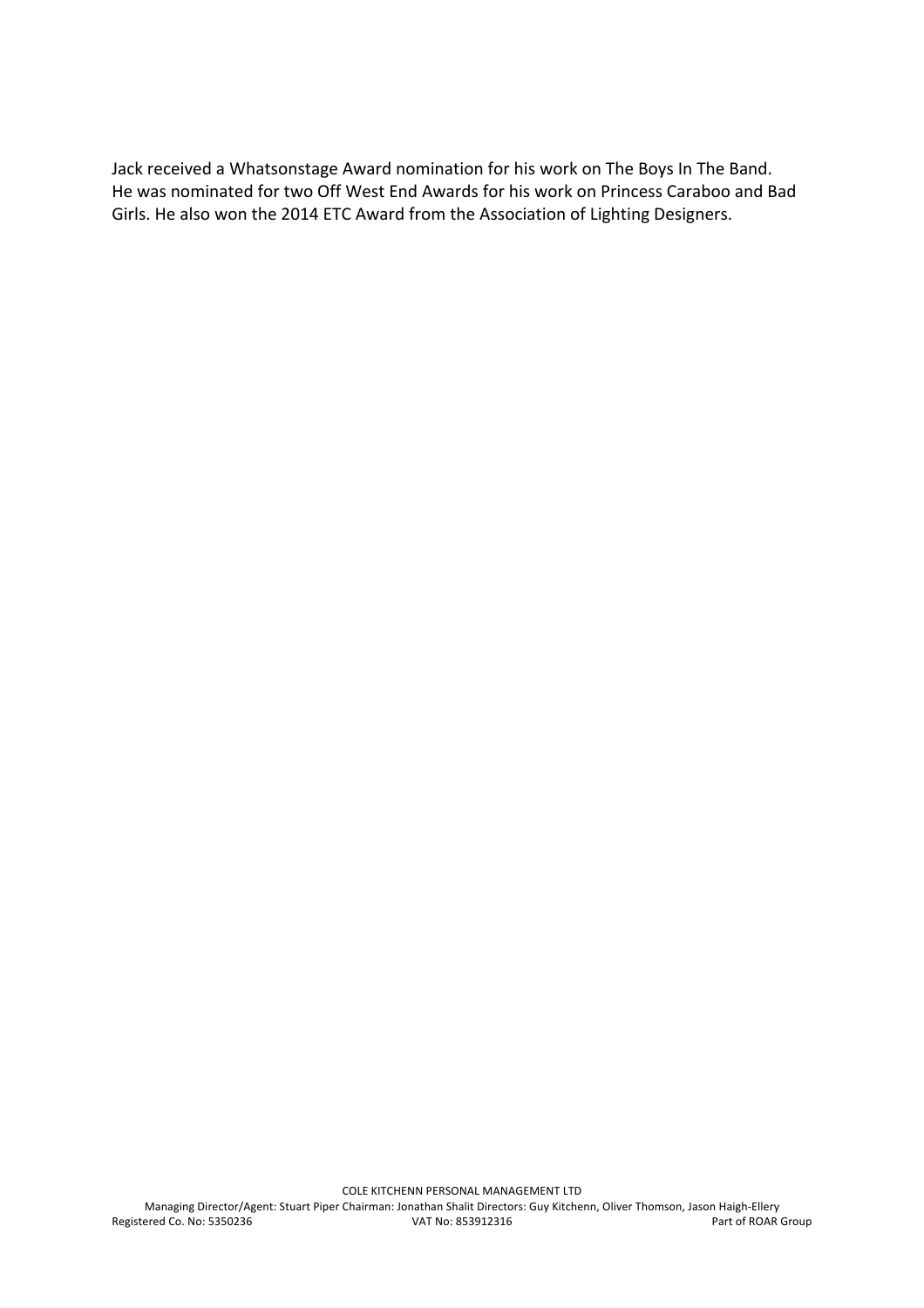Jack received a Whatsonstage Award nomination for his work on The Boys In The Band. He was nominated for two Off West End Awards for his work on Princess Caraboo and Bad Girls. He also won the 2014 ETC Award from the Association of Lighting Designers.